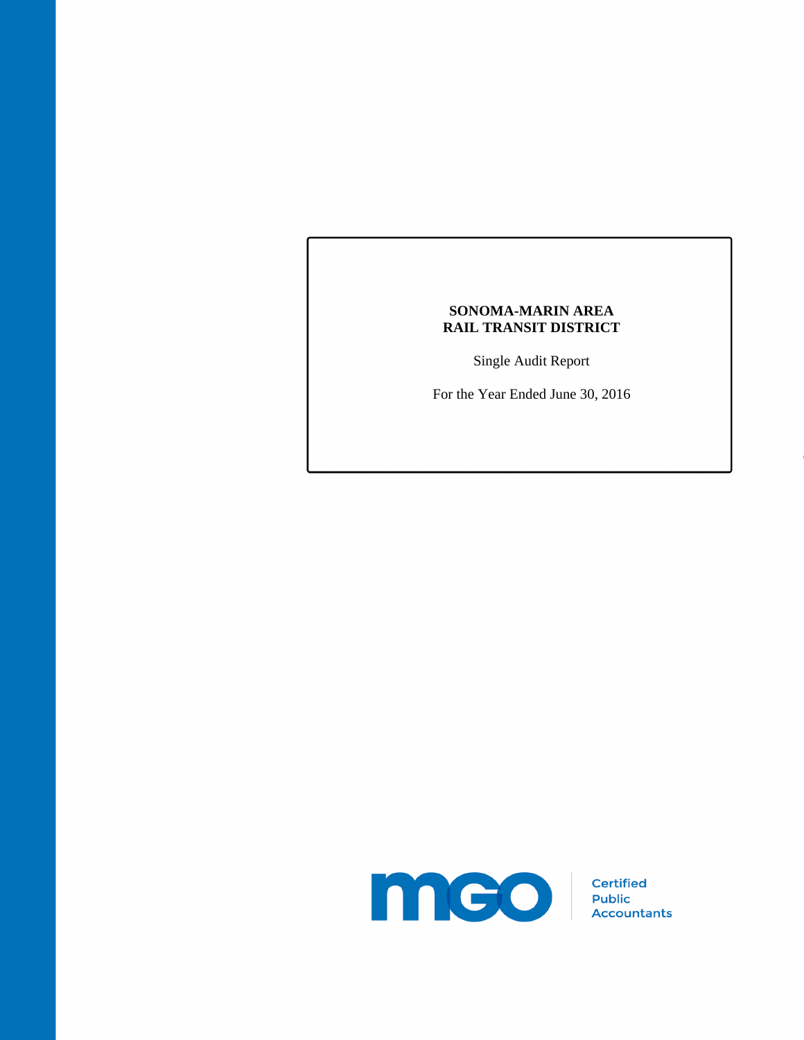**SONOMA-MARIN AREA**
**RAIL TRANSIT DISTRICT**

Single Audit Report

For the Year Ended June 30, 2016

mgo Certified Public Accountants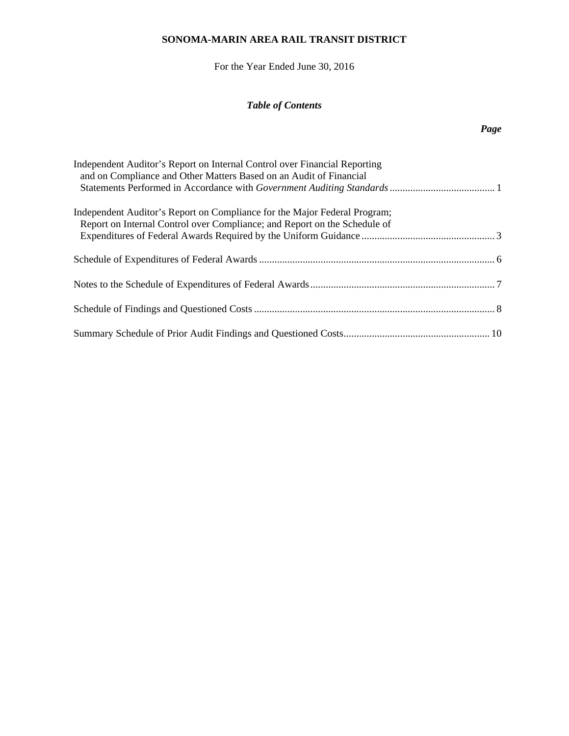**SONOMA-MARIN AREA RAIL TRANSIT DISTRICT**

For the Year Ended June 30, 2016

***Table of Contents***

| | ***Page*** |
|---|---|
| Independent Auditor's Report on Internal Control over Financial Reporting and on Compliance and Other Matters Based on an Audit of Financial Statements Performed in Accordance with *Government Auditing Standards* | 1 |
| Independent Auditor's Report on Compliance for the Major Federal Program; Report on Internal Control over Compliance; and Report on the Schedule of Expenditures of Federal Awards Required by the Uniform Guidance | 3 |
| Schedule of Expenditures of Federal Awards | 6 |
| Notes to the Schedule of Expenditures of Federal Awards | 7 |
| Schedule of Findings and Questioned Costs | 8 |
| Summary Schedule of Prior Audit Findings and Questioned Costs | 10 |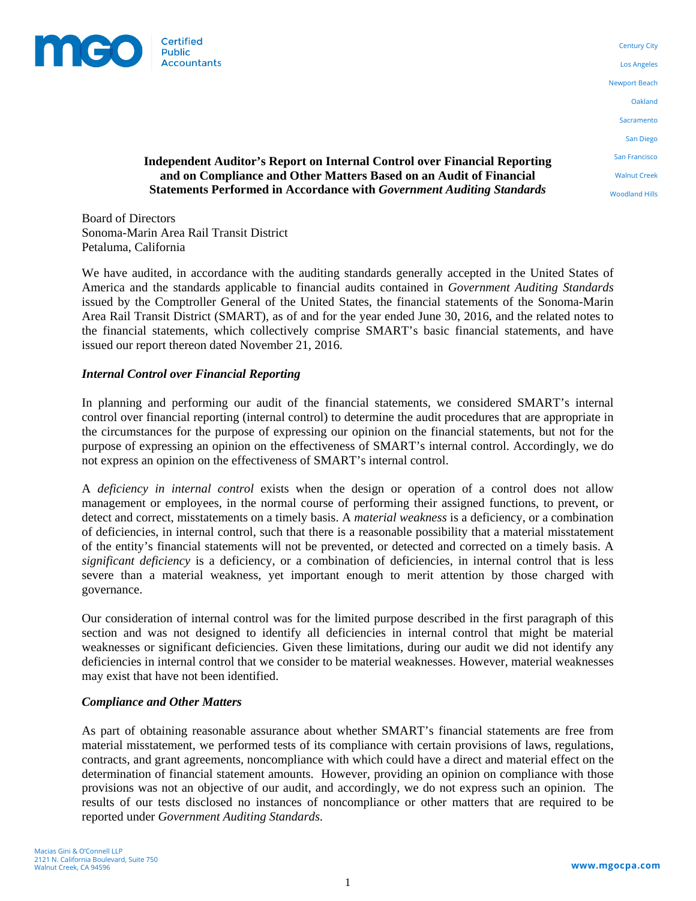# Independent Auditor's Report on Internal Control over Financial Reporting and on Compliance and Other Matters Based on an Audit of Financial Statements Performed in Accordance with *Government Auditing Standards*

Board of Directors
Sonoma-Marin Area Rail Transit District
Petaluma, California

We have audited, in accordance with the auditing standards generally accepted in the United States of America and the standards applicable to financial audits contained in *Government Auditing Standards* issued by the Comptroller General of the United States, the financial statements of the Sonoma-Marin Area Rail Transit District (SMART), as of and for the year ended June 30, 2016, and the related notes to the financial statements, which collectively comprise SMART's basic financial statements, and have issued our report thereon dated November 21, 2016.

### *Internal Control over Financial Reporting*

In planning and performing our audit of the financial statements, we considered SMART's internal control over financial reporting (internal control) to determine the audit procedures that are appropriate in the circumstances for the purpose of expressing our opinion on the financial statements, but not for the purpose of expressing an opinion on the effectiveness of SMART's internal control. Accordingly, we do not express an opinion on the effectiveness of SMART's internal control.

A *deficiency in internal control* exists when the design or operation of a control does not allow management or employees, in the normal course of performing their assigned functions, to prevent, or detect and correct, misstatements on a timely basis. A *material weakness* is a deficiency, or a combination of deficiencies, in internal control, such that there is a reasonable possibility that a material misstatement of the entity's financial statements will not be prevented, or detected and corrected on a timely basis. A *significant deficiency* is a deficiency, or a combination of deficiencies, in internal control that is less severe than a material weakness, yet important enough to merit attention by those charged with governance.

Our consideration of internal control was for the limited purpose described in the first paragraph of this section and was not designed to identify all deficiencies in internal control that might be material weaknesses or significant deficiencies. Given these limitations, during our audit we did not identify any deficiencies in internal control that we consider to be material weaknesses. However, material weaknesses may exist that have not been identified.

### *Compliance and Other Matters*

As part of obtaining reasonable assurance about whether SMART's financial statements are free from material misstatement, we performed tests of its compliance with certain provisions of laws, regulations, contracts, and grant agreements, noncompliance with which could have a direct and material effect on the determination of financial statement amounts. However, providing an opinion on compliance with those provisions was not an objective of our audit, and accordingly, we do not express such an opinion. The results of our tests disclosed no instances of noncompliance or other matters that are required to be reported under *Government Auditing Standards.*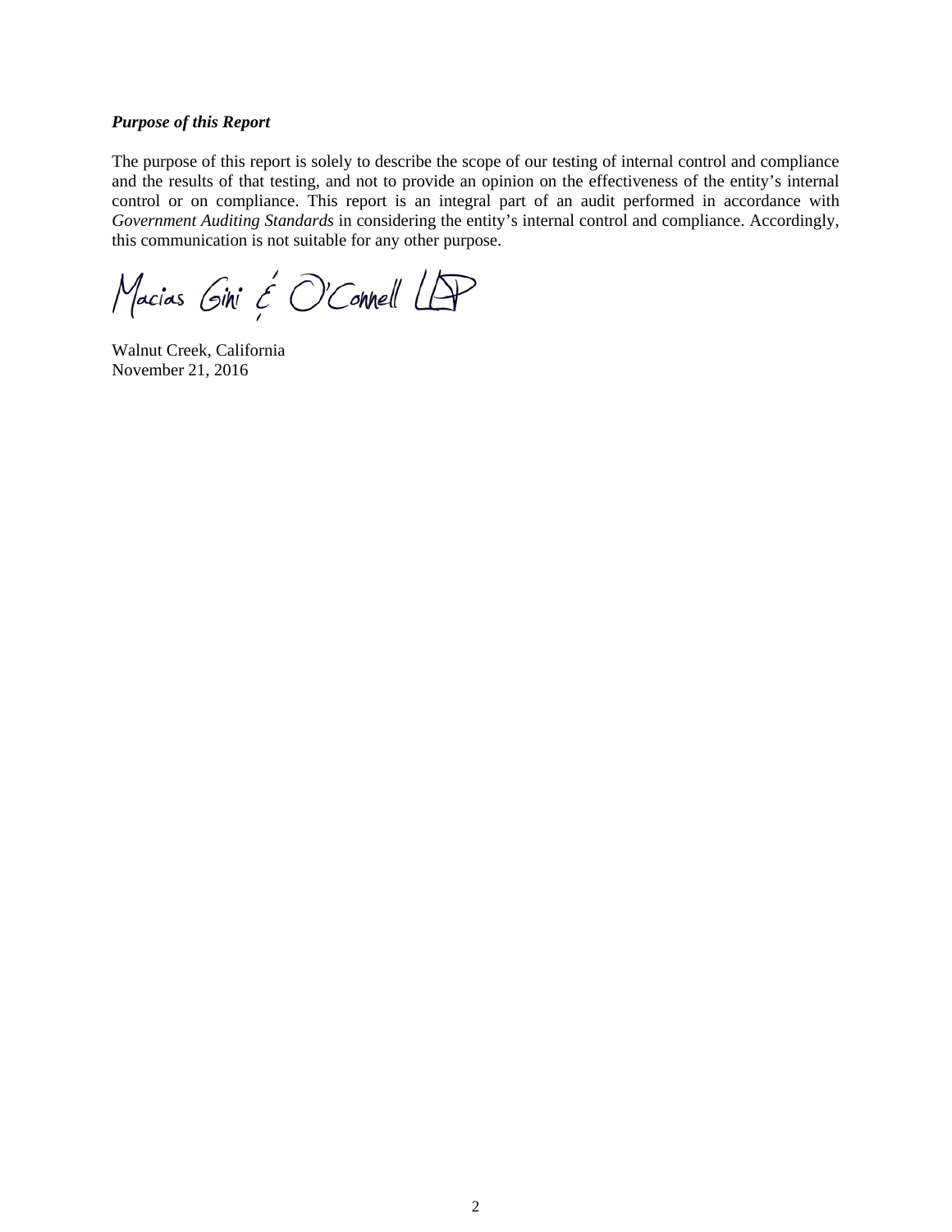***Purpose of this Report***

The purpose of this report is solely to describe the scope of our testing of internal control and compliance and the results of that testing, and not to provide an opinion on the effectiveness of the entity's internal control or on compliance. This report is an integral part of an audit performed in accordance with *Government Auditing Standards* in considering the entity's internal control and compliance. Accordingly, this communication is not suitable for any other purpose.

Macias Gini & O'Connell LLP

Walnut Creek, California
November 21, 2016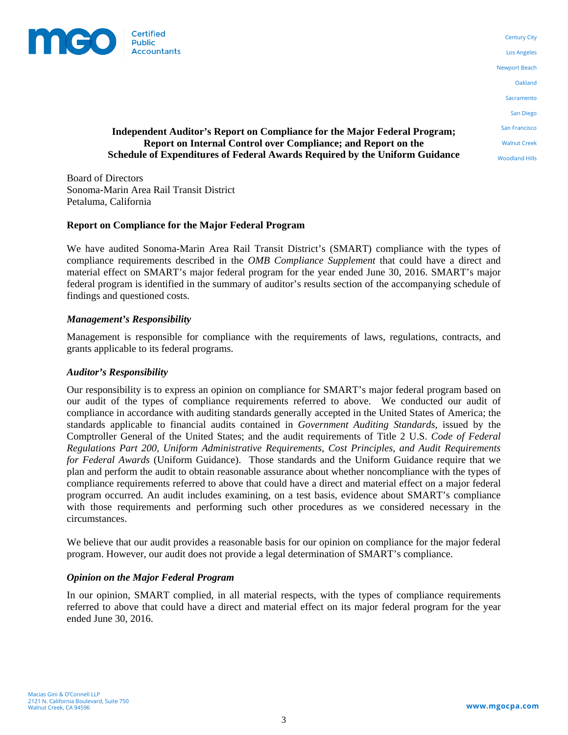# Independent Auditor's Report on Compliance for the Major Federal Program; Report on Internal Control over Compliance; and Report on the Schedule of Expenditures of Federal Awards Required by the Uniform Guidance

Board of Directors
Sonoma-Marin Area Rail Transit District
Petaluma, California

## Report on Compliance for the Major Federal Program

We have audited Sonoma-Marin Area Rail Transit District's (SMART) compliance with the types of compliance requirements described in the *OMB Compliance Supplement* that could have a direct and material effect on SMART's major federal program for the year ended June 30, 2016. SMART's major federal program is identified in the summary of auditor's results section of the accompanying schedule of findings and questioned costs.

### *Management's Responsibility*

Management is responsible for compliance with the requirements of laws, regulations, contracts, and grants applicable to its federal programs.

### *Auditor's Responsibility*

Our responsibility is to express an opinion on compliance for SMART's major federal program based on our audit of the types of compliance requirements referred to above. We conducted our audit of compliance in accordance with auditing standards generally accepted in the United States of America; the standards applicable to financial audits contained in *Government Auditing Standards*, issued by the Comptroller General of the United States; and the audit requirements of Title 2 U.S. *Code of Federal Regulations Part 200, Uniform Administrative Requirements, Cost Principles, and Audit Requirements for Federal Awards* (Uniform Guidance). Those standards and the Uniform Guidance require that we plan and perform the audit to obtain reasonable assurance about whether noncompliance with the types of compliance requirements referred to above that could have a direct and material effect on a major federal program occurred. An audit includes examining, on a test basis, evidence about SMART's compliance with those requirements and performing such other procedures as we considered necessary in the circumstances.

We believe that our audit provides a reasonable basis for our opinion on compliance for the major federal program. However, our audit does not provide a legal determination of SMART's compliance.

### *Opinion on the Major Federal Program*

In our opinion, SMART complied, in all material respects, with the types of compliance requirements referred to above that could have a direct and material effect on its major federal program for the year ended June 30, 2016.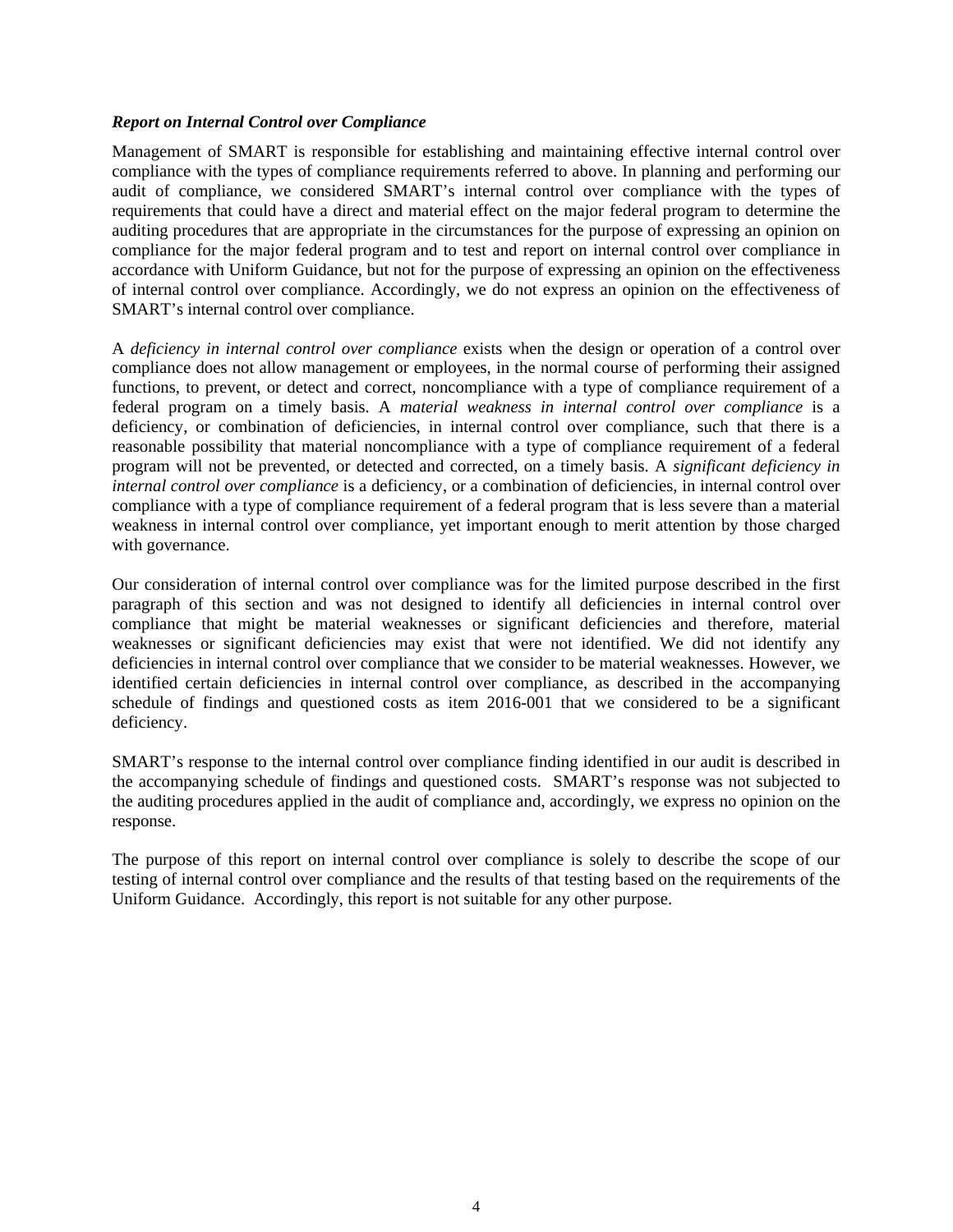***Report on Internal Control over Compliance***

Management of SMART is responsible for establishing and maintaining effective internal control over compliance with the types of compliance requirements referred to above. In planning and performing our audit of compliance, we considered SMART's internal control over compliance with the types of requirements that could have a direct and material effect on the major federal program to determine the auditing procedures that are appropriate in the circumstances for the purpose of expressing an opinion on compliance for the major federal program and to test and report on internal control over compliance in accordance with Uniform Guidance, but not for the purpose of expressing an opinion on the effectiveness of internal control over compliance. Accordingly, we do not express an opinion on the effectiveness of SMART's internal control over compliance.

A *deficiency in internal control over compliance* exists when the design or operation of a control over compliance does not allow management or employees, in the normal course of performing their assigned functions, to prevent, or detect and correct, noncompliance with a type of compliance requirement of a federal program on a timely basis. A *material weakness in internal control over compliance* is a deficiency, or combination of deficiencies, in internal control over compliance, such that there is a reasonable possibility that material noncompliance with a type of compliance requirement of a federal program will not be prevented, or detected and corrected, on a timely basis. A *significant deficiency in internal control over compliance* is a deficiency, or a combination of deficiencies, in internal control over compliance with a type of compliance requirement of a federal program that is less severe than a material weakness in internal control over compliance, yet important enough to merit attention by those charged with governance.

Our consideration of internal control over compliance was for the limited purpose described in the first paragraph of this section and was not designed to identify all deficiencies in internal control over compliance that might be material weaknesses or significant deficiencies and therefore, material weaknesses or significant deficiencies may exist that were not identified. We did not identify any deficiencies in internal control over compliance that we consider to be material weaknesses. However, we identified certain deficiencies in internal control over compliance, as described in the accompanying schedule of findings and questioned costs as item 2016-001 that we considered to be a significant deficiency.

SMART's response to the internal control over compliance finding identified in our audit is described in the accompanying schedule of findings and questioned costs. SMART's response was not subjected to the auditing procedures applied in the audit of compliance and, accordingly, we express no opinion on the response.

The purpose of this report on internal control over compliance is solely to describe the scope of our testing of internal control over compliance and the results of that testing based on the requirements of the Uniform Guidance. Accordingly, this report is not suitable for any other purpose.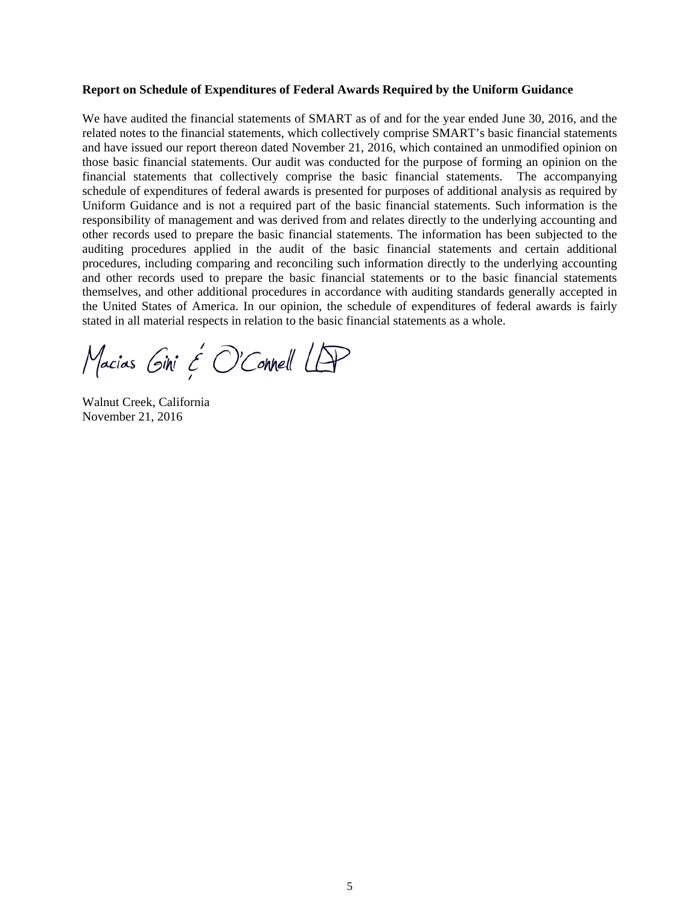**Report on Schedule of Expenditures of Federal Awards Required by the Uniform Guidance**

We have audited the financial statements of SMART as of and for the year ended June 30, 2016, and the related notes to the financial statements, which collectively comprise SMART's basic financial statements and have issued our report thereon dated November 21, 2016, which contained an unmodified opinion on those basic financial statements. Our audit was conducted for the purpose of forming an opinion on the financial statements that collectively comprise the basic financial statements. The accompanying schedule of expenditures of federal awards is presented for purposes of additional analysis as required by Uniform Guidance and is not a required part of the basic financial statements. Such information is the responsibility of management and was derived from and relates directly to the underlying accounting and other records used to prepare the basic financial statements. The information has been subjected to the auditing procedures applied in the audit of the basic financial statements and certain additional procedures, including comparing and reconciling such information directly to the underlying accounting and other records used to prepare the basic financial statements or to the basic financial statements themselves, and other additional procedures in accordance with auditing standards generally accepted in the United States of America. In our opinion, the schedule of expenditures of federal awards is fairly stated in all material respects in relation to the basic financial statements as a whole.

Macias Gini & O'Connell LLP

Walnut Creek, California
November 21, 2016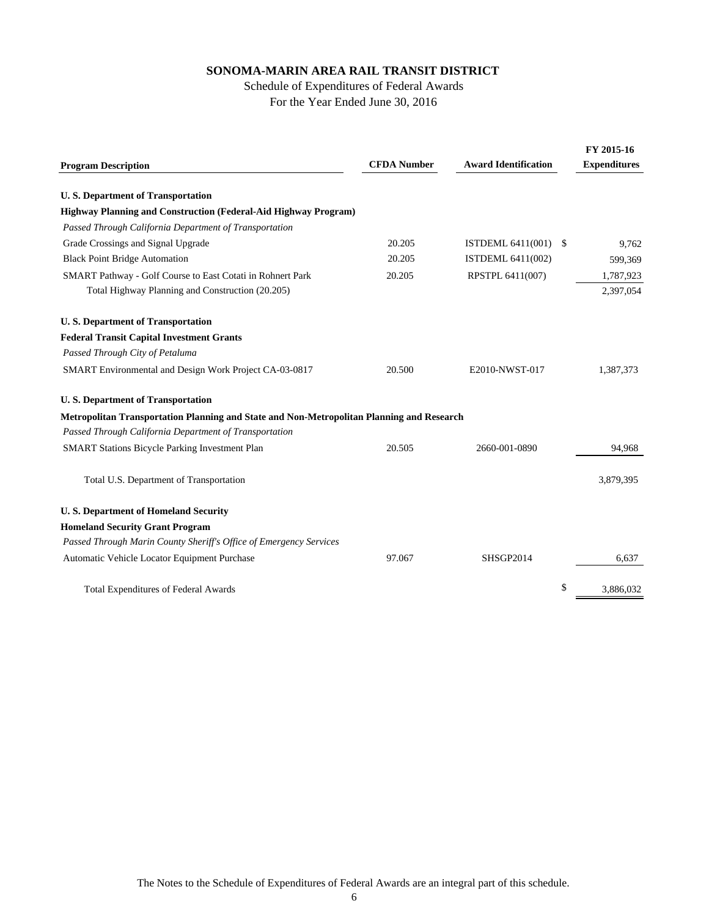# SONOMA-MARIN AREA RAIL TRANSIT DISTRICT

Schedule of Expenditures of Federal Awards

For the Year Ended June 30, 2016

| Program Description | CFDA Number | Award Identification | FY 2015-16 Expenditures |
|---|---|---|---|
| **U. S. Department of Transportation** | | | |
| **Highway Planning and Construction (Federal-Aid Highway Program)** | | | |
| *Passed Through California Department of Transportation* | | | |
| Grade Crossings and Signal Upgrade | 20.205 | ISTDEML 6411(001) | $ 9,762 |
| Black Point Bridge Automation | 20.205 | ISTDEML 6411(002) | 599,369 |
| SMART Pathway - Golf Course to East Cotati in Rohnert Park | 20.205 | RPSTPL 6411(007) | 1,787,923 |
| Total Highway Planning and Construction (20.205) | | | 2,397,054 |
| **U. S. Department of Transportation** | | | |
| **Federal Transit Capital Investment Grants** | | | |
| *Passed Through City of Petaluma* | | | |
| SMART Environmental and Design Work Project CA-03-0817 | 20.500 | E2010-NWST-017 | 1,387,373 |
| **U. S. Department of Transportation** | | | |
| **Metropolitan Transportation Planning and State and Non-Metropolitan Planning and Research** | | | |
| *Passed Through California Department of Transportation* | | | |
| SMART Stations Bicycle Parking Investment Plan | 20.505 | 2660-001-0890 | 94,968 |
| Total U.S. Department of Transportation | | | 3,879,395 |
| **U. S. Department of Homeland Security** | | | |
| **Homeland Security Grant Program** | | | |
| *Passed Through Marin County Sheriff's Office of Emergency Services* | | | |
| Automatic Vehicle Locator Equipment Purchase | 97.067 | SHSGP2014 | 6,637 |
| Total Expenditures of Federal Awards | | | $ 3,886,032 |

The Notes to the Schedule of Expenditures of Federal Awards are an integral part of this schedule.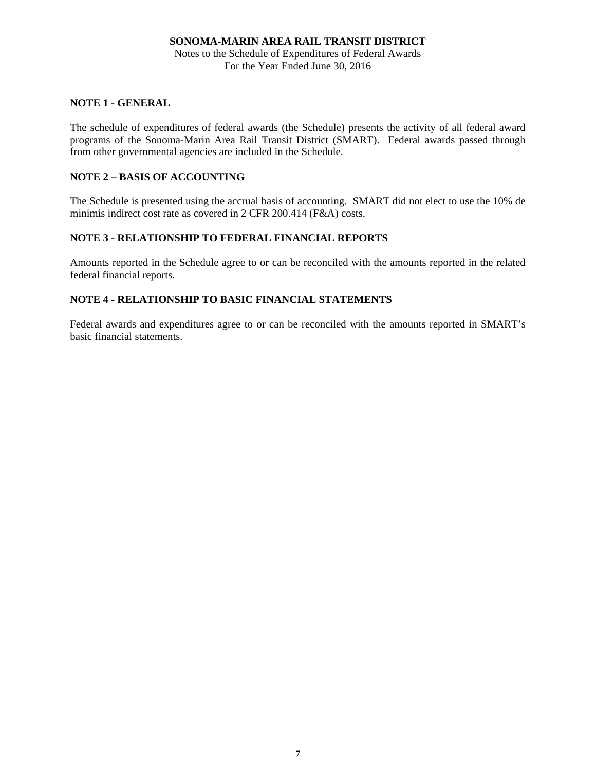**SONOMA-MARIN AREA RAIL TRANSIT DISTRICT**
Notes to the Schedule of Expenditures of Federal Awards
For the Year Ended June 30, 2016

## NOTE 1 - GENERAL

The schedule of expenditures of federal awards (the Schedule) presents the activity of all federal award programs of the Sonoma-Marin Area Rail Transit District (SMART). Federal awards passed through from other governmental agencies are included in the Schedule.

## NOTE 2 – BASIS OF ACCOUNTING

The Schedule is presented using the accrual basis of accounting. SMART did not elect to use the 10% de minimis indirect cost rate as covered in 2 CFR 200.414 (F&A) costs.

## NOTE 3 - RELATIONSHIP TO FEDERAL FINANCIAL REPORTS

Amounts reported in the Schedule agree to or can be reconciled with the amounts reported in the related federal financial reports.

## NOTE 4 - RELATIONSHIP TO BASIC FINANCIAL STATEMENTS

Federal awards and expenditures agree to or can be reconciled with the amounts reported in SMART's basic financial statements.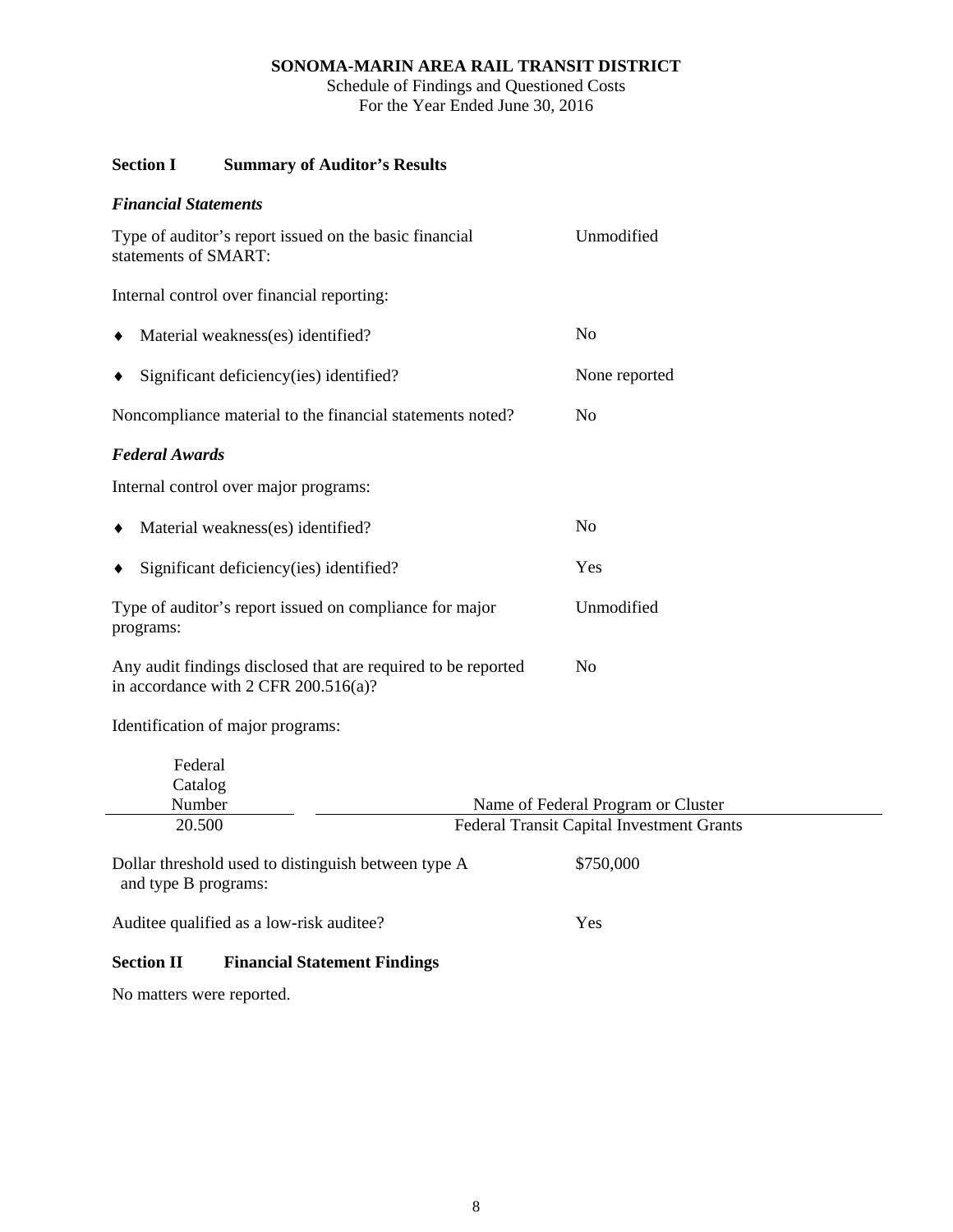# SONOMA-MARIN AREA RAIL TRANSIT DISTRICT

Schedule of Findings and Questioned Costs
For the Year Ended June 30, 2016

## Section I Summary of Auditor's Results

### *Financial Statements*

| | |
|---|---|
| Type of auditor's report issued on the basic financial statements of SMART: | Unmodified |
| Internal control over financial reporting: | |
| ♦ Material weakness(es) identified? | No |
| ♦ Significant deficiency(ies) identified? | None reported |
| Noncompliance material to the financial statements noted? | No |

### *Federal Awards*

| | |
|---|---|
| Internal control over major programs: | |
| ♦ Material weakness(es) identified? | No |
| ♦ Significant deficiency(ies) identified? | Yes |
| Type of auditor's report issued on compliance for major programs: | Unmodified |
| Any audit findings disclosed that are required to be reported in accordance with 2 CFR 200.516(a)? | No |

Identification of major programs:

| Federal Catalog Number | Name of Federal Program or Cluster |
|---|---|
| 20.500 | Federal Transit Capital Investment Grants |

| | |
|---|---|
| Dollar threshold used to distinguish between type A and type B programs: | $750,000 |
| Auditee qualified as a low-risk auditee? | Yes |

## Section II Financial Statement Findings

No matters were reported.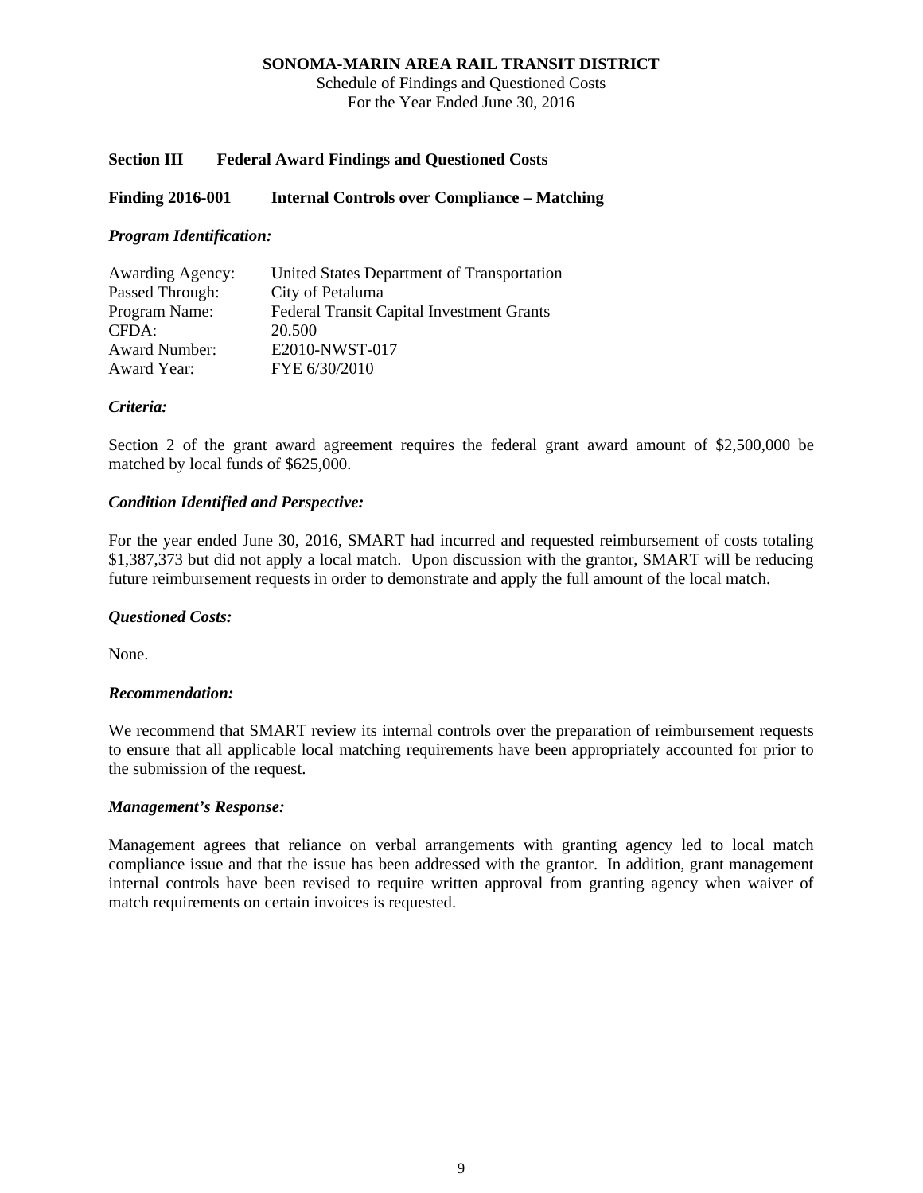**SONOMA-MARIN AREA RAIL TRANSIT DISTRICT**
Schedule of Findings and Questioned Costs
For the Year Ended June 30, 2016

## Section III Federal Award Findings and Questioned Costs

### Finding 2016-001 Internal Controls over Compliance – Matching

***Program Identification:***

| | |
|---|---|
| Awarding Agency: | United States Department of Transportation |
| Passed Through: | City of Petaluma |
| Program Name: | Federal Transit Capital Investment Grants |
| CFDA: | 20.500 |
| Award Number: | E2010-NWST-017 |
| Award Year: | FYE 6/30/2010 |

***Criteria:***

Section 2 of the grant award agreement requires the federal grant award amount of $2,500,000 be matched by local funds of $625,000.

***Condition Identified and Perspective:***

For the year ended June 30, 2016, SMART had incurred and requested reimbursement of costs totaling $1,387,373 but did not apply a local match. Upon discussion with the grantor, SMART will be reducing future reimbursement requests in order to demonstrate and apply the full amount of the local match.

***Questioned Costs:***

None.

***Recommendation:***

We recommend that SMART review its internal controls over the preparation of reimbursement requests to ensure that all applicable local matching requirements have been appropriately accounted for prior to the submission of the request.

***Management's Response:***

Management agrees that reliance on verbal arrangements with granting agency led to local match compliance issue and that the issue has been addressed with the grantor. In addition, grant management internal controls have been revised to require written approval from granting agency when waiver of match requirements on certain invoices is requested.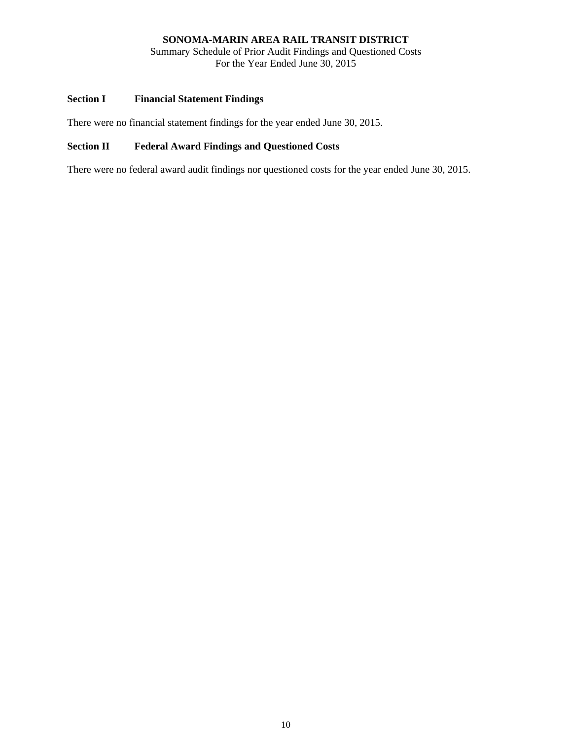**SONOMA-MARIN AREA RAIL TRANSIT DISTRICT**
Summary Schedule of Prior Audit Findings and Questioned Costs
For the Year Ended June 30, 2015

## Section I Financial Statement Findings

There were no financial statement findings for the year ended June 30, 2015.

## Section II Federal Award Findings and Questioned Costs

There were no federal award audit findings nor questioned costs for the year ended June 30, 2015.